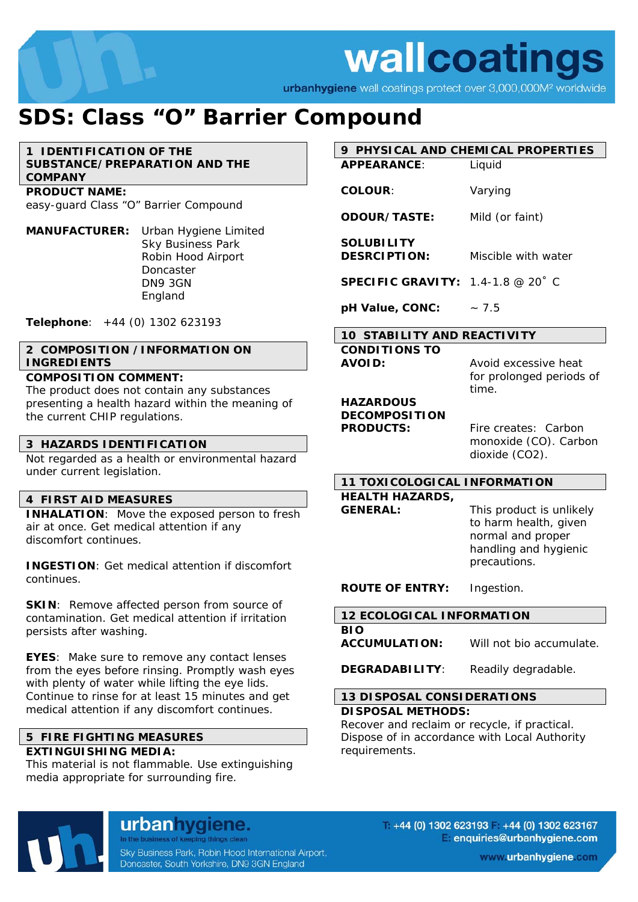# SDS: Class "O" Barrier Compound

## 1 IDENTIFICATION OF THE SUBSTANCE/PREPARATION AND THE COMPANY

**PRODUCT NAME:**
easy-guard Class "O" Barrier Compound

**MANUFACTURER:** Urban Hygiene Limited
Sky Business Park
Robin Hood Airport
Doncaster
DN9 3GN
England

**Telephone**: +44 (0) 1302 623193

## 2 COMPOSITION / INFORMATION ON INGREDIENTS

**COMPOSITION COMMENT:**
The product does not contain any substances presenting a health hazard within the meaning of the current CHIP regulations.

## 3 HAZARDS IDENTIFICATION

Not regarded as a health or environmental hazard under current legislation.

## 4 FIRST AID MEASURES

**INHALATION**: Move the exposed person to fresh air at once. Get medical attention if any discomfort continues.

**INGESTION**: Get medical attention if discomfort continues.

**SKIN**: Remove affected person from source of contamination. Get medical attention if irritation persists after washing.

**EYES**: Make sure to remove any contact lenses from the eyes before rinsing. Promptly wash eyes with plenty of water while lifting the eye lids. Continue to rinse for at least 15 minutes and get medical attention if any discomfort continues.

## 5 FIRE FIGHTING MEASURES

**EXTINGUISHING MEDIA:**
This material is not flammable. Use extinguishing media appropriate for surrounding fire.

## 9 PHYSICAL AND CHEMICAL PROPERTIES

**APPEARANCE**: Liquid

**COLOUR**: Varying

**ODOUR/TASTE:** Mild (or faint)

**SOLUBILITY DESRCIPTION:** Miscible with water

**SPECIFIC GRAVITY:** 1.4-1.8 @ 20˚ C

**pH Value, CONC:** ~ 7.5

## 10 STABILITY AND REACTIVITY

**CONDITIONS TO AVOID:** Avoid excessive heat for prolonged periods of time.

**HAZARDOUS DECOMPOSITION PRODUCTS:** Fire creates: Carbon monoxide (CO). Carbon dioxide ($CO_2$).

## 11 TOXICOLOGICAL INFORMATION

**HEALTH HAZARDS, GENERAL:** This product is unlikely to harm health, given normal and proper handling and hygienic precautions.

**ROUTE OF ENTRY:** Ingestion.

## 12 ECOLOGICAL INFORMATION

**BIO ACCUMULATION:** Will not bio accumulate.

**DEGRADABILITY**: Readily degradable.

## 13 DISPOSAL CONSIDERATIONS

**DISPOSAL METHODS:**
Recover and reclaim or recycle, if practical. Dispose of in accordance with Local Authority requirements.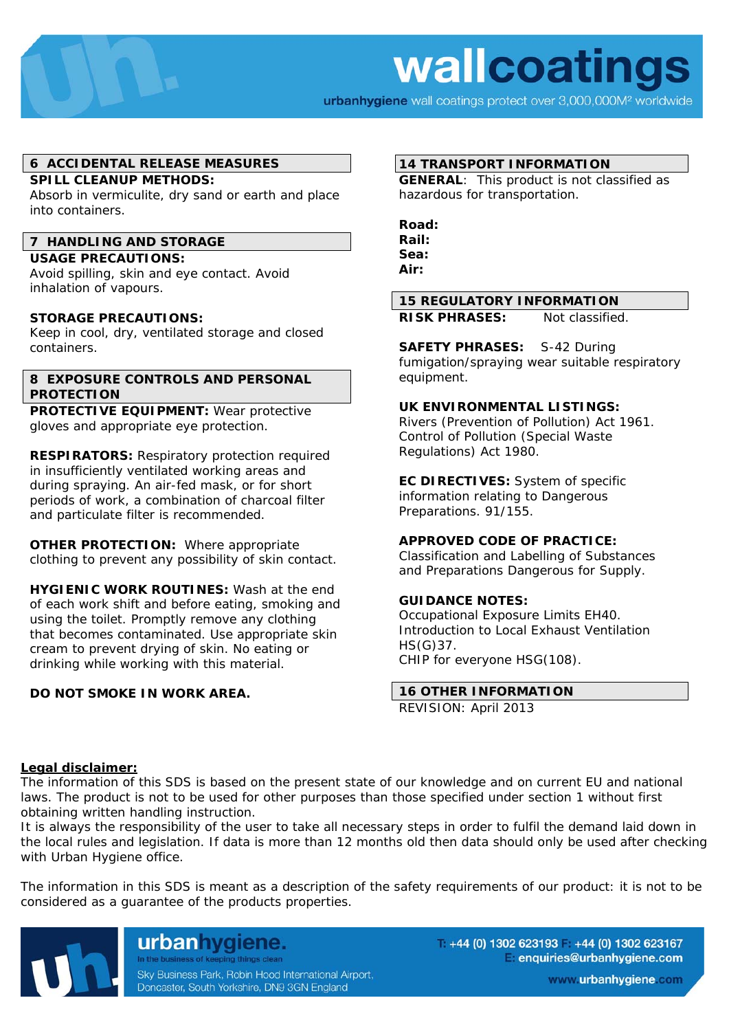## 6 ACCIDENTAL RELEASE MEASURES

**SPILL CLEANUP METHODS:**
Absorb in vermiculite, dry sand or earth and place into containers.

## 7 HANDLING AND STORAGE

**USAGE PRECAUTIONS:**
Avoid spilling, skin and eye contact. Avoid inhalation of vapours.

**STORAGE PRECAUTIONS:**
Keep in cool, dry, ventilated storage and closed containers.

## 8 EXPOSURE CONTROLS AND PERSONAL PROTECTION

**PROTECTIVE EQUIPMENT:** Wear protective gloves and appropriate eye protection.

**RESPIRATORS:** Respiratory protection required in insufficiently ventilated working areas and during spraying. An air-fed mask, or for short periods of work, a combination of charcoal filter and particulate filter is recommended.

**OTHER PROTECTION:** Where appropriate clothing to prevent any possibility of skin contact.

**HYGIENIC WORK ROUTINES:** Wash at the end of each work shift and before eating, smoking and using the toilet. Promptly remove any clothing that becomes contaminated. Use appropriate skin cream to prevent drying of skin. No eating or drinking while working with this material.

**DO NOT SMOKE IN WORK AREA.**

## 14 TRANSPORT INFORMATION

**GENERAL**: This product is not classified as hazardous for transportation.

**Road:**
**Rail:**
**Sea:**
**Air:**

## 15 REGULATORY INFORMATION

**RISK PHRASES:** Not classified.

**SAFETY PHRASES:** S-42 During fumigation/spraying wear suitable respiratory equipment.

**UK ENVIRONMENTAL LISTINGS:**
Rivers (Prevention of Pollution) Act 1961.
Control of Pollution (Special Waste Regulations) Act 1980.

**EC DIRECTIVES:** System of specific information relating to Dangerous Preparations. 91/155.

**APPROVED CODE OF PRACTICE:**
Classification and Labelling of Substances and Preparations Dangerous for Supply.

**GUIDANCE NOTES:**
Occupational Exposure Limits EH40.
Introduction to Local Exhaust Ventilation HS(G)37.
CHIP for everyone HSG(108).

## 16 OTHER INFORMATION

REVISION: April 2013

**Legal disclaimer:**
The information of this SDS is based on the present state of our knowledge and on current EU and national laws. The product is not to be used for other purposes than those specified under section 1 without first obtaining written handling instruction.
It is always the responsibility of the user to take all necessary steps in order to fulfil the demand laid down in the local rules and legislation. If data is more than 12 months old then data should only be used after checking with Urban Hygiene office.

The information in this SDS is meant as a description of the safety requirements of our product: it is not to be considered as a guarantee of the products properties.